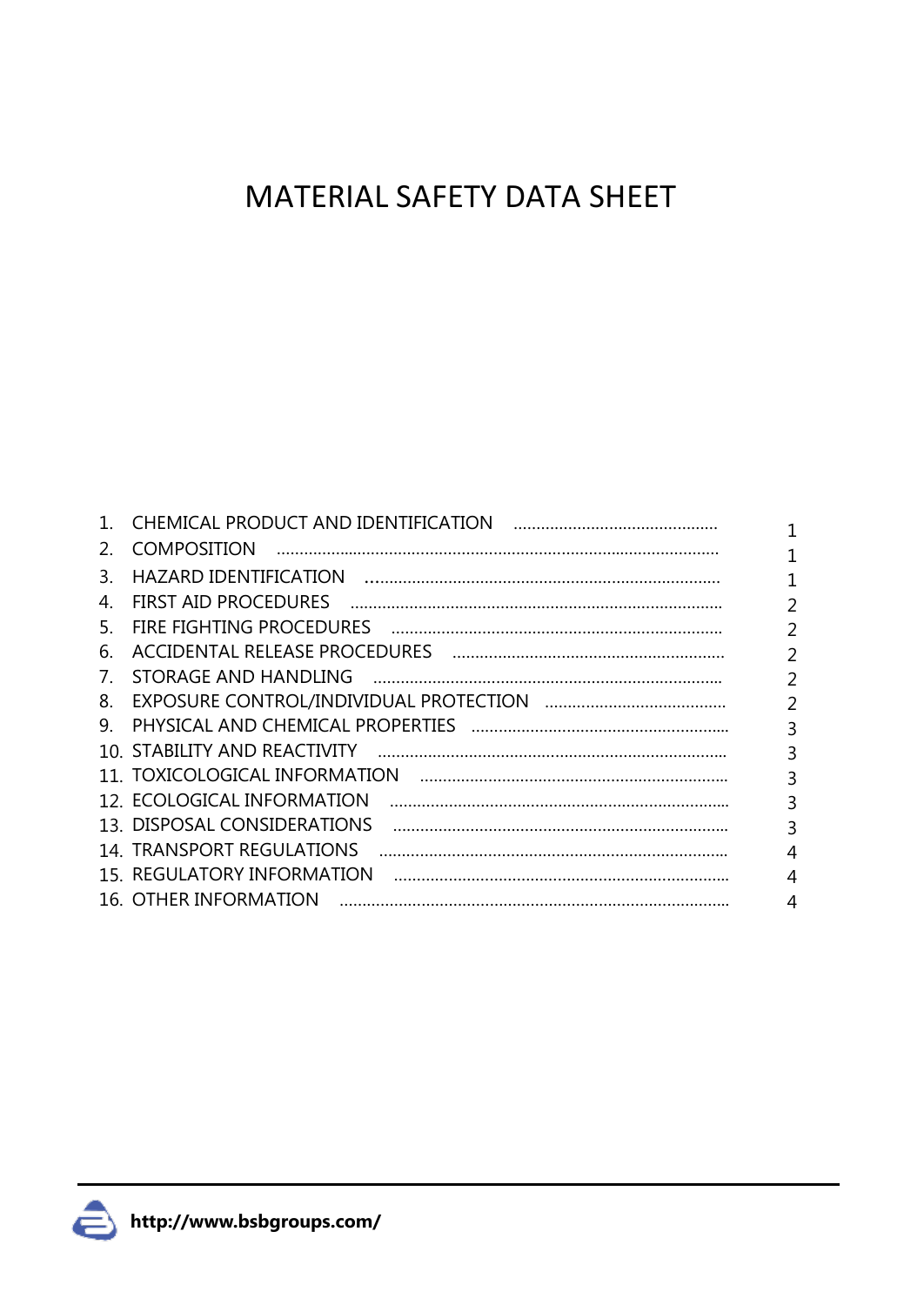# MATERIAL SAFETY DATA SHEET

| | | |
|---|---|---|
| 1. | CHEMICAL PRODUCT AND IDENTIFICATION | 1 |
| 2. | COMPOSITION | 1 |
| 3. | HAZARD IDENTIFICATION | 1 |
| 4. | FIRST AID PROCEDURES | 2 |
| 5. | FIRE FIGHTING PROCEDURES | 2 |
| 6. | ACCIDENTAL RELEASE PROCEDURES | 2 |
| 7. | STORAGE AND HANDLING | 2 |
| 8. | EXPOSURE CONTROL/INDIVIDUAL PROTECTION | 2 |
| 9. | PHYSICAL AND CHEMICAL PROPERTIES | 3 |
| 10. | STABILITY AND REACTIVITY | 3 |
| 11. | TOXICOLOGICAL INFORMATION | 3 |
| 12. | ECOLOGICAL INFORMATION | 3 |
| 13. | DISPOSAL CONSIDERATIONS | 3 |
| 14. | TRANSPORT REGULATIONS | 4 |
| 15. | REGULATORY INFORMATION | 4 |
| 16. | OTHER INFORMATION | 4 |

**http://www.bsbgroups.com/**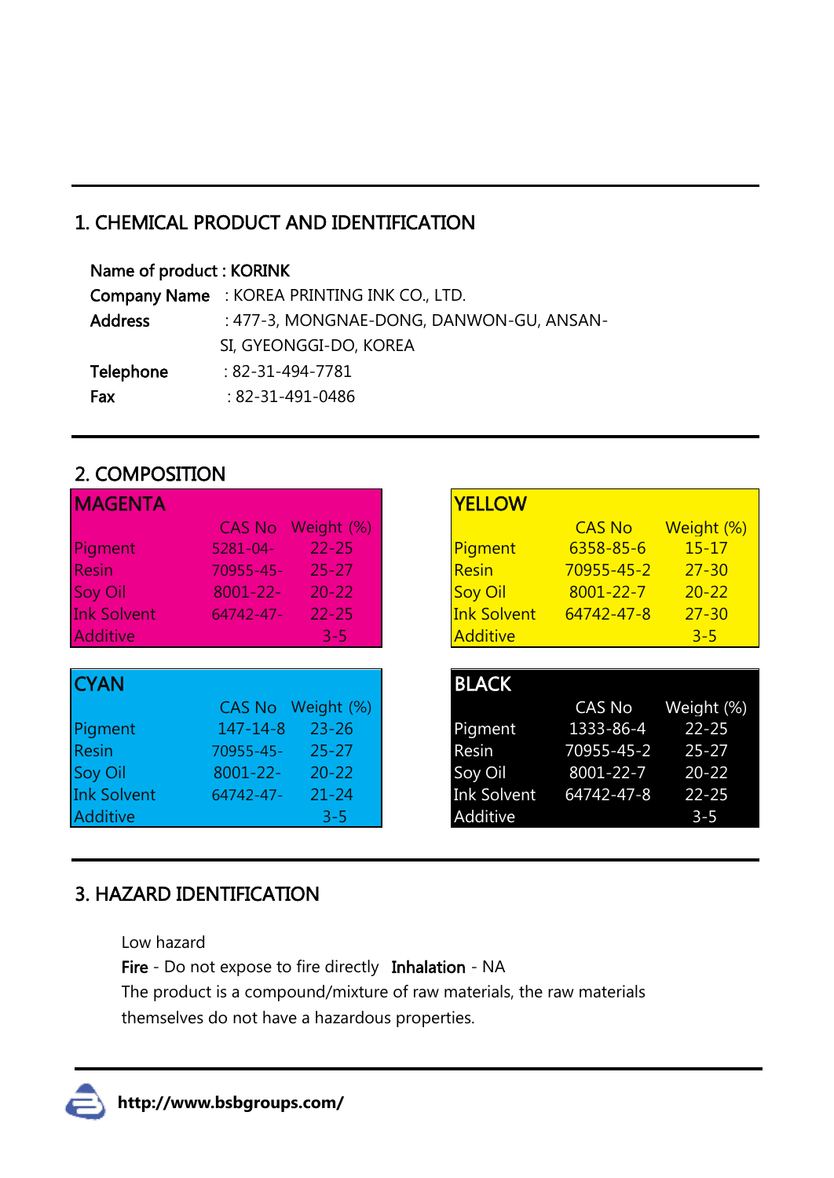## 1. CHEMICAL PRODUCT AND IDENTIFICATION

**Name of product : KORINK**
**Company Name** : KOREA PRINTING INK CO., LTD.
**Address** : 477-3, MONGNAE-DONG, DANWON-GU, ANSAN-SI, GYEONGGI-DO, KOREA
**Telephone** : 82-31-494-7781
**Fax** : 82-31-491-0486

## 2. COMPOSITION

**MAGENTA**

| | CAS No | Weight (%) |
|---|---|---|
| Pigment | 5281-04- | 22-25 |
| Resin | 70955-45- | 25-27 |
| Soy Oil | 8001-22- | 20-22 |
| Ink Solvent | 64742-47- | 22-25 |
| Additive | | 3-5 |

**YELLOW**

| | CAS No | Weight (%) |
|---|---|---|
| Pigment | 6358-85-6 | 15-17 |
| Resin | 70955-45-2 | 27-30 |
| Soy Oil | 8001-22-7 | 20-22 |
| Ink Solvent | 64742-47-8 | 27-30 |
| Additive | | 3-5 |

**CYAN**

| | CAS No | Weight (%) |
|---|---|---|
| Pigment | 147-14-8 | 23-26 |
| Resin | 70955-45- | 25-27 |
| Soy Oil | 8001-22- | 20-22 |
| Ink Solvent | 64742-47- | 21-24 |
| Additive | | 3-5 |

**BLACK**

| | CAS No | Weight (%) |
|---|---|---|
| Pigment | 1333-86-4 | 22-25 |
| Resin | 70955-45-2 | 25-27 |
| Soy Oil | 8001-22-7 | 20-22 |
| Ink Solvent | 64742-47-8 | 22-25 |
| Additive | | 3-5 |

## 3. HAZARD IDENTIFICATION

Low hazard

**Fire** - Do not expose to fire directly **Inhalation** - NA

The product is a compound/mixture of raw materials, the raw materials themselves do not have a hazardous properties.

**http://www.bsbgroups.com/**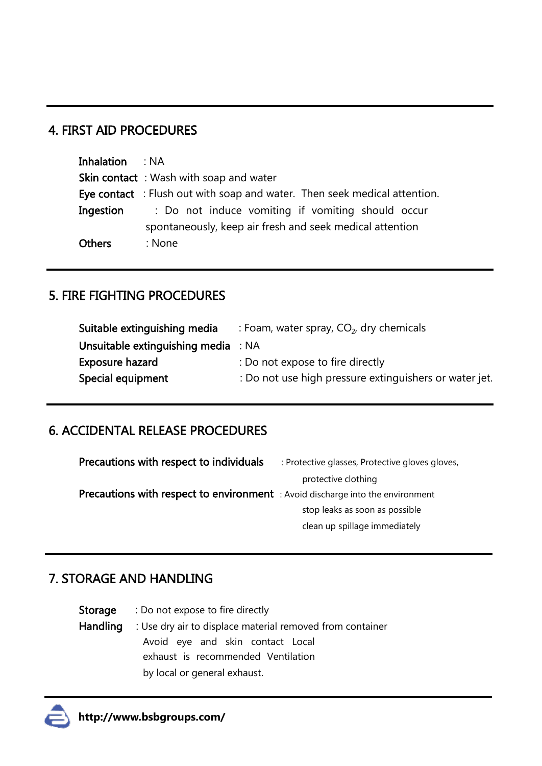## 4. FIRST AID PROCEDURES

**Inhalation** : NA
**Skin contact** : Wash with soap and water
**Eye contact** : Flush out with soap and water. Then seek medical attention.
**Ingestion** : Do not induce vomiting if vomiting should occur spontaneously, keep air fresh and seek medical attention
**Others** : None

## 5. FIRE FIGHTING PROCEDURES

**Suitable extinguishing media** : Foam, water spray, $CO_2$, dry chemicals
**Unsuitable extinguishing media** : NA
**Exposure hazard** : Do not expose to fire directly
**Special equipment** : Do not use high pressure extinguishers or water jet.

## 6. ACCIDENTAL RELEASE PROCEDURES

**Precautions with respect to individuals** : Protective glasses, Protective gloves gloves, protective clothing
**Precautions with respect to environment** : Avoid discharge into the environment
stop leaks as soon as possible
clean up spillage immediately

## 7. STORAGE AND HANDLING

**Storage** : Do not expose to fire directly
**Handling** : Use dry air to displace material removed from container
Avoid eye and skin contact Local exhaust is recommended Ventilation by local or general exhaust.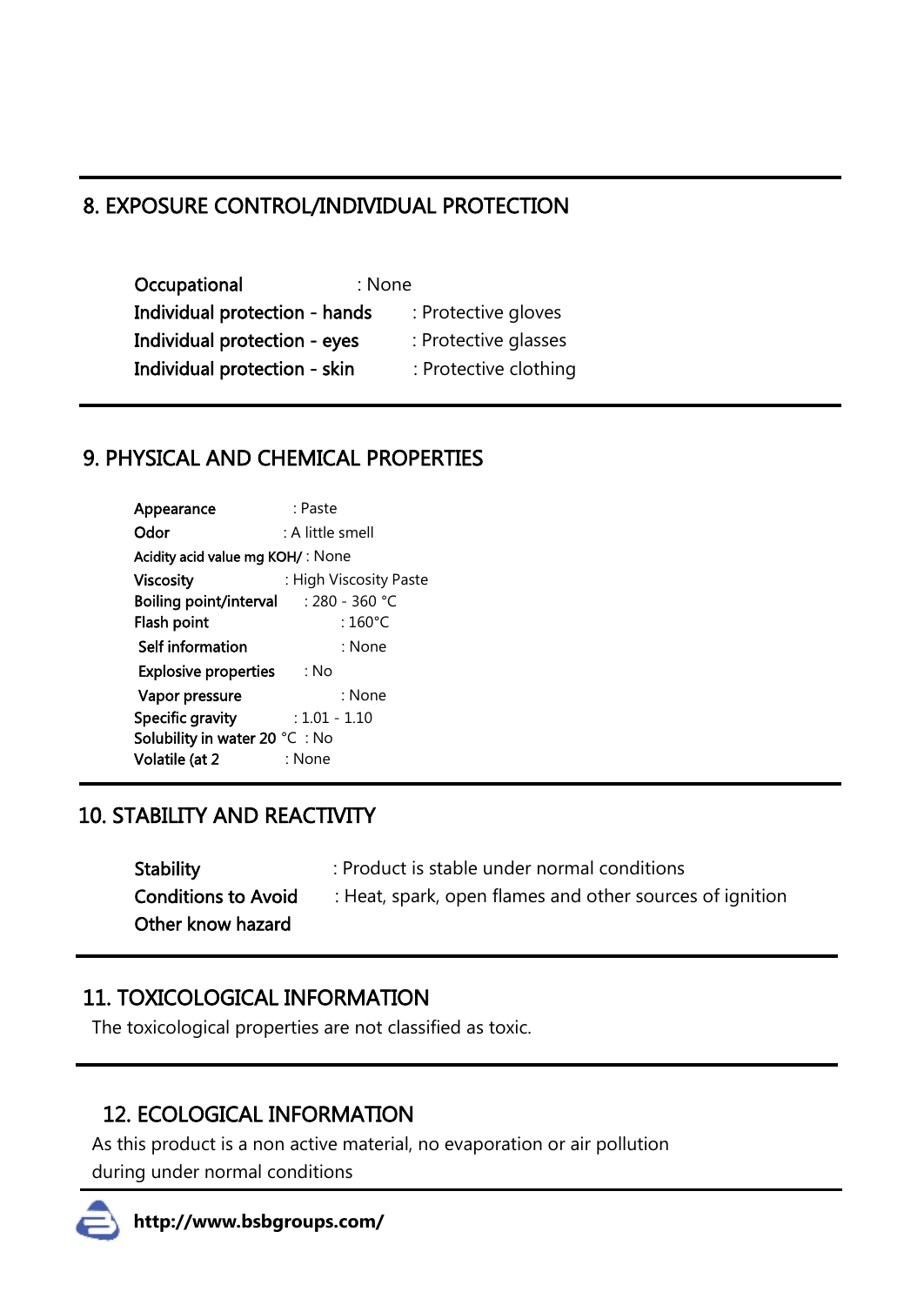## 8. EXPOSURE CONTROL/INDIVIDUAL PROTECTION

| | |
|---|---|
| Occupational | : None |
| Individual protection - hands | : Protective gloves |
| Individual protection - eyes | : Protective glasses |
| Individual protection - skin | : Protective clothing |

## 9. PHYSICAL AND CHEMICAL PROPERTIES

| | |
|---|---|
| Appearance | : Paste |
| Odor | : A little smell |
| Acidity acid value mg KOH/ | : None |
| Viscosity | : High Viscosity Paste |
| Boiling point/interval | : 280 - 360 °C |
| Flash point | : 160°C |
| Self information | : None |
| Explosive properties | : No |
| Vapor pressure | : None |
| Specific gravity | : 1.01 - 1.10 |
| Solubility in water 20 °C | : No |
| Volatile (at 2 | : None |

## 10. STABILITY AND REACTIVITY

| | |
|---|---|
| Stability | : Product is stable under normal conditions |
| Conditions to Avoid | : Heat, spark, open flames and other sources of ignition |
| Other know hazard | |

## 11. TOXICOLOGICAL INFORMATION

The toxicological properties are not classified as toxic.

## 12. ECOLOGICAL INFORMATION

As this product is a non active material, no evaporation or air pollution during under normal conditions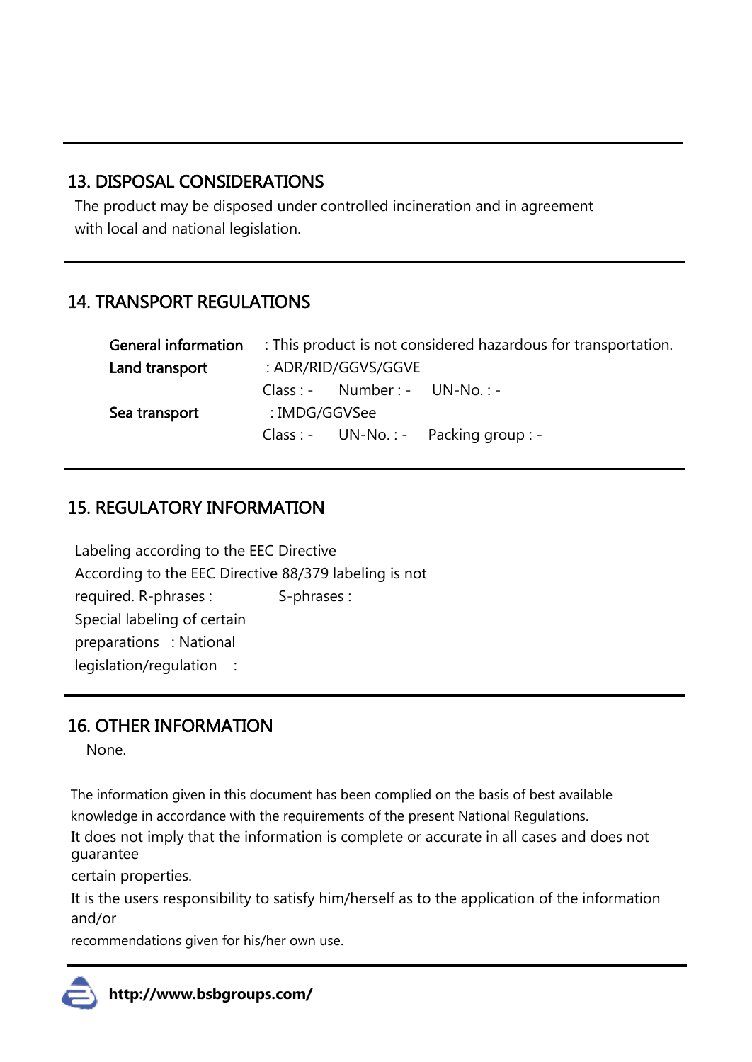## 13. DISPOSAL CONSIDERATIONS

The product may be disposed under controlled incineration and in agreement with local and national legislation.

## 14. TRANSPORT REGULATIONS

| | |
|---|---|
| **General information** | : This product is not considered hazardous for transportation. |
| **Land transport** | : ADR/RID/GGVS/GGVE |
| | Class : - Number : - UN-No. : - |
| **Sea transport** | : IMDG/GGVSee |
| | Class : - UN-No. : - Packing group : - |

## 15. REGULATORY INFORMATION

Labeling according to the EEC Directive
According to the EEC Directive 88/379 labeling is not required. R-phrases : S-phrases :
Special labeling of certain preparations : National legislation/regulation :

## 16. OTHER INFORMATION

None.

The information given in this document has been complied on the basis of best available knowledge in accordance with the requirements of the present National Regulations.
It does not imply that the information is complete or accurate in all cases and does not guarantee certain properties.
It is the users responsibility to satisfy him/herself as to the application of the information and/or recommendations given for his/her own use.

**http://www.bsbgroups.com/**